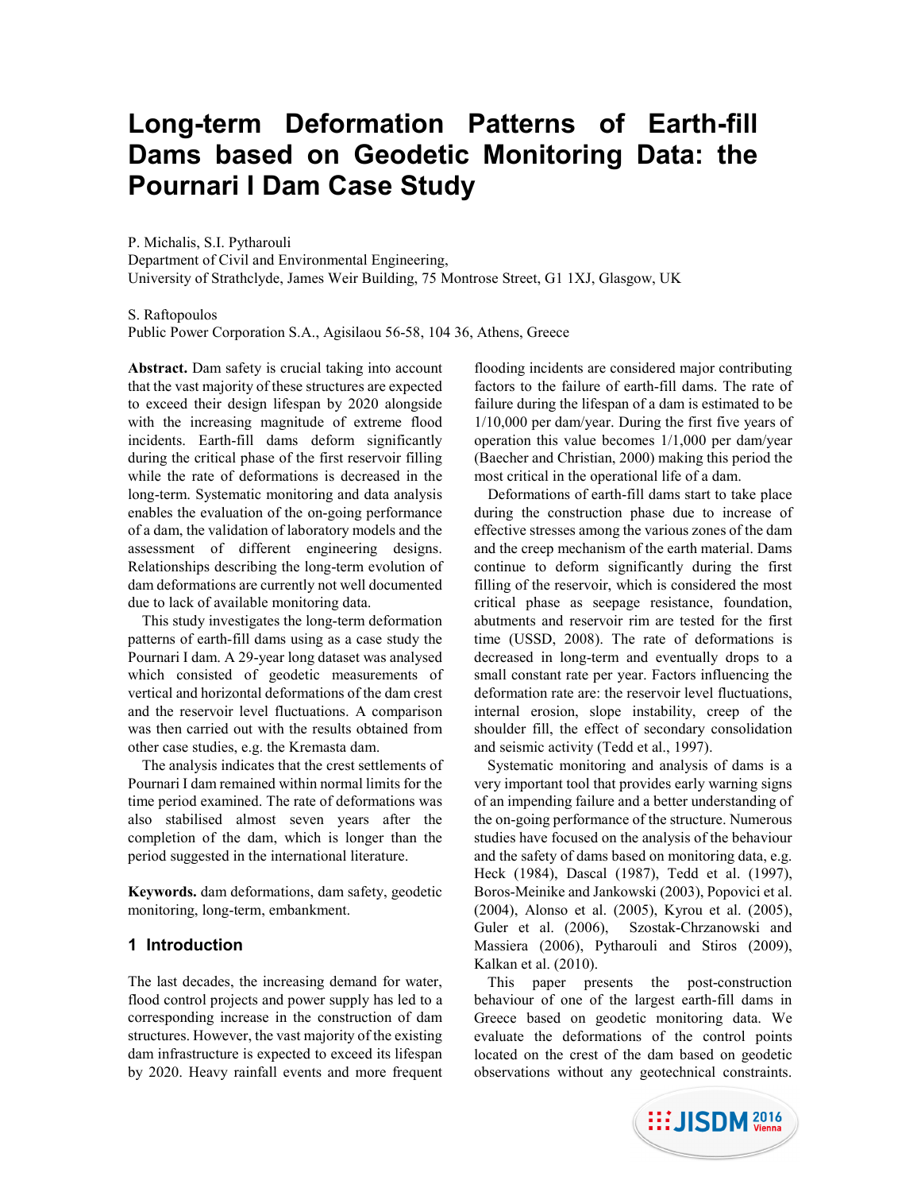# Long-term Deformation Patterns of Earth-fill Dams based on Geodetic Monitoring Data: the Pournari I Dam Case Study

P. Michalis, S.I. Pytharouli
Department of Civil and Environmental Engineering,
University of Strathclyde, James Weir Building, 75 Montrose Street, G1 1XJ, Glasgow, UK

S. Raftopoulos
Public Power Corporation S.A., Agisilaou 56-58, 104 36, Athens, Greece

**Abstract.** Dam safety is crucial taking into account that the vast majority of these structures are expected to exceed their design lifespan by 2020 alongside with the increasing magnitude of extreme flood incidents. Earth-fill dams deform significantly during the critical phase of the first reservoir filling while the rate of deformations is decreased in the long-term. Systematic monitoring and data analysis enables the evaluation of the on-going performance of a dam, the validation of laboratory models and the assessment of different engineering designs. Relationships describing the long-term evolution of dam deformations are currently not well documented due to lack of available monitoring data.

This study investigates the long-term deformation patterns of earth-fill dams using as a case study the Pournari I dam. A 29-year long dataset was analysed which consisted of geodetic measurements of vertical and horizontal deformations of the dam crest and the reservoir level fluctuations. A comparison was then carried out with the results obtained from other case studies, e.g. the Kremasta dam.

The analysis indicates that the crest settlements of Pournari I dam remained within normal limits for the time period examined. The rate of deformations was also stabilised almost seven years after the completion of the dam, which is longer than the period suggested in the international literature.

**Keywords.** dam deformations, dam safety, geodetic monitoring, long-term, embankment.

## 1 Introduction

The last decades, the increasing demand for water, flood control projects and power supply has led to a corresponding increase in the construction of dam structures. However, the vast majority of the existing dam infrastructure is expected to exceed its lifespan by 2020. Heavy rainfall events and more frequent flooding incidents are considered major contributing factors to the failure of earth-fill dams. The rate of failure during the lifespan of a dam is estimated to be 1/10,000 per dam/year. During the first five years of operation this value becomes 1/1,000 per dam/year (Baecher and Christian, 2000) making this period the most critical in the operational life of a dam.

Deformations of earth-fill dams start to take place during the construction phase due to increase of effective stresses among the various zones of the dam and the creep mechanism of the earth material. Dams continue to deform significantly during the first filling of the reservoir, which is considered the most critical phase as seepage resistance, foundation, abutments and reservoir rim are tested for the first time (USSD, 2008). The rate of deformations is decreased in long-term and eventually drops to a small constant rate per year. Factors influencing the deformation rate are: the reservoir level fluctuations, internal erosion, slope instability, creep of the shoulder fill, the effect of secondary consolidation and seismic activity (Tedd et al., 1997).

Systematic monitoring and analysis of dams is a very important tool that provides early warning signs of an impending failure and a better understanding of the on-going performance of the structure. Numerous studies have focused on the analysis of the behaviour and the safety of dams based on monitoring data, e.g. Heck (1984), Dascal (1987), Tedd et al. (1997), Boros-Meinike and Jankowski (2003), Popovici et al. (2004), Alonso et al. (2005), Kyrou et al. (2005), Guler et al. (2006), Szostak-Chrzanowski and Massiera (2006), Pytharouli and Stiros (2009), Kalkan et al. (2010).

This paper presents the post-construction behaviour of one of the largest earth-fill dams in Greece based on geodetic monitoring data. We evaluate the deformations of the control points located on the crest of the dam based on geodetic observations without any geotechnical constraints.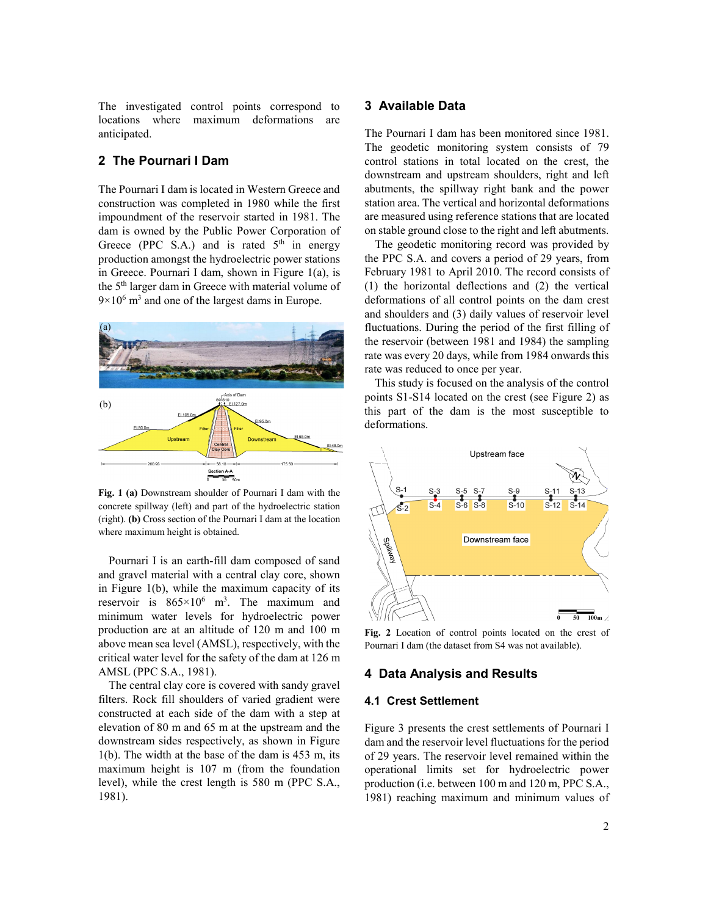The investigated control points correspond to locations where maximum deformations are anticipated.

## 2 The Pournari I Dam

The Pournari I dam is located in Western Greece and construction was completed in 1980 while the first impoundment of the reservoir started in 1981. The dam is owned by the Public Power Corporation of Greece (PPC S.A.) and is rated 5th in energy production amongst the hydroelectric power stations in Greece. Pournari I dam, shown in Figure 1(a), is the 5th larger dam in Greece with material volume of $9{\times}10^6$ m$^3$ and one of the largest dams in Europe.

**Fig. 1 (a)** Downstream shoulder of Pournari I dam with the concrete spillway (left) and part of the hydroelectric station (right). **(b)** Cross section of the Pournari I dam at the location where maximum height is obtained.

Pournari I is an earth-fill dam composed of sand and gravel material with a central clay core, shown in Figure 1(b), while the maximum capacity of its reservoir is $865{\times}10^6$ m$^3$. The maximum and minimum water levels for hydroelectric power production are at an altitude of 120 m and 100 m above mean sea level (AMSL), respectively, with the critical water level for the safety of the dam at 126 m AMSL (PPC S.A., 1981).

The central clay core is covered with sandy gravel filters. Rock fill shoulders of varied gradient were constructed at each side of the dam with a step at elevation of 80 m and 65 m at the upstream and the downstream sides respectively, as shown in Figure 1(b). The width at the base of the dam is 453 m, its maximum height is 107 m (from the foundation level), while the crest length is 580 m (PPC S.A., 1981).

## 3 Available Data

The Pournari I dam has been monitored since 1981. The geodetic monitoring system consists of 79 control stations in total located on the crest, the downstream and upstream shoulders, right and left abutments, the spillway right bank and the power station area. The vertical and horizontal deformations are measured using reference stations that are located on stable ground close to the right and left abutments.

The geodetic monitoring record was provided by the PPC S.A. and covers a period of 29 years, from February 1981 to April 2010. The record consists of (1) the horizontal deflections and (2) the vertical deformations of all control points on the dam crest and shoulders and (3) daily values of reservoir level fluctuations. During the period of the first filling of the reservoir (between 1981 and 1984) the sampling rate was every 20 days, while from 1984 onwards this rate was reduced to once per year.

This study is focused on the analysis of the control points S1-S14 located on the crest (see Figure 2) as this part of the dam is the most susceptible to deformations.

**Fig. 2** Location of control points located on the crest of Pournari I dam (the dataset from S4 was not available).

## 4 Data Analysis and Results

### 4.1 Crest Settlement

Figure 3 presents the crest settlements of Pournari I dam and the reservoir level fluctuations for the period of 29 years. The reservoir level remained within the operational limits set for hydroelectric power production (i.e. between 100 m and 120 m, PPC S.A., 1981) reaching maximum and minimum values of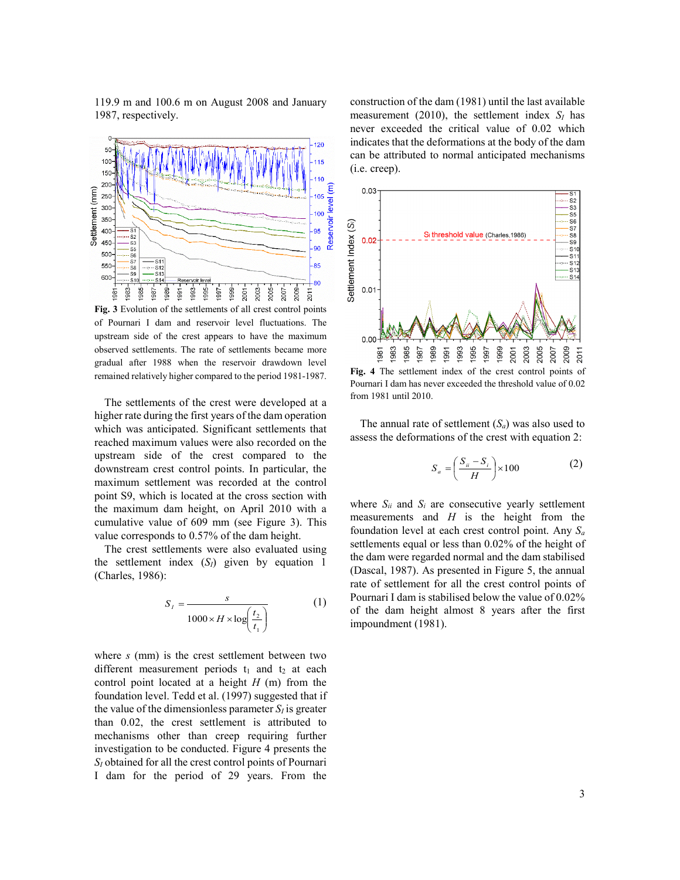119.9 m and 100.6 m on August 2008 and January 1987, respectively.

Fig. 3 Evolution of the settlements of all crest control points of Pournari I dam and reservoir level fluctuations. The upstream side of the crest appears to have the maximum observed settlements. The rate of settlements became more gradual after 1988 when the reservoir drawdown level remained relatively higher compared to the period 1981-1987.

The settlements of the crest were developed at a higher rate during the first years of the dam operation which was anticipated. Significant settlements that reached maximum values were also recorded on the upstream side of the crest compared to the downstream crest control points. In particular, the maximum settlement was recorded at the control point S9, which is located at the cross section with the maximum dam height, on April 2010 with a cumulative value of 609 mm (see Figure 3). This value corresponds to 0.57% of the dam height.

The crest settlements were also evaluated using the settlement index ($S_I$) given by equation 1 (Charles, 1986):

$$S_I = \frac{s}{1000 \times H \times \log\left(\frac{t_2}{t_1}\right)} \qquad (1)$$

where $s$ (mm) is the crest settlement between two different measurement periods $t_1$ and $t_2$ at each control point located at a height $H$ (m) from the foundation level. Tedd et al. (1997) suggested that if the value of the dimensionless parameter $S_I$ is greater than 0.02, the crest settlement is attributed to mechanisms other than creep requiring further investigation to be conducted. Figure 4 presents the $S_I$ obtained for all the crest control points of Pournari I dam for the period of 29 years. From the construction of the dam (1981) until the last available measurement (2010), the settlement index $S_I$ has never exceeded the critical value of 0.02 which indicates that the deformations at the body of the dam can be attributed to normal anticipated mechanisms (i.e. creep).

Fig. 4 The settlement index of the crest control points of Pournari I dam has never exceeded the threshold value of 0.02 from 1981 until 2010.

The annual rate of settlement ($S_a$) was also used to assess the deformations of the crest with equation 2:

$$S_a = \left(\frac{S_{ii} - S_i}{H}\right) \times 100 \qquad (2)$$

where $S_{ii}$ and $S_i$ are consecutive yearly settlement measurements and $H$ is the height from the foundation level at each crest control point. Any $S_a$ settlements equal or less than 0.02% of the height of the dam were regarded normal and the dam stabilised (Dascal, 1987). As presented in Figure 5, the annual rate of settlement for all the crest control points of Pournari I dam is stabilised below the value of 0.02% of the dam height almost 8 years after the first impoundment (1981).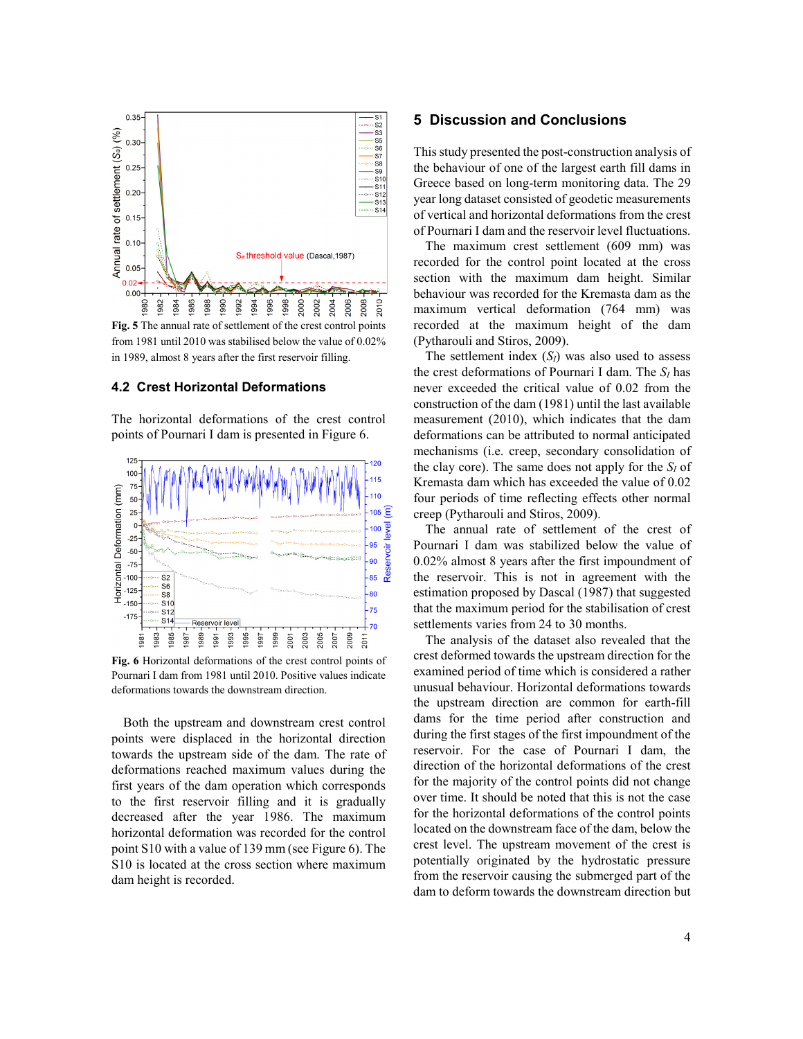Fig. 5 The annual rate of settlement of the crest control points from 1981 until 2010 was stabilised below the value of 0.02% in 1989, almost 8 years after the first reservoir filling.

### 4.2 Crest Horizontal Deformations

The horizontal deformations of the crest control points of Pournari I dam is presented in Figure 6.

Fig. 6 Horizontal deformations of the crest control points of Pournari I dam from 1981 until 2010. Positive values indicate deformations towards the downstream direction.

Both the upstream and downstream crest control points were displaced in the horizontal direction towards the upstream side of the dam. The rate of deformations reached maximum values during the first years of the dam operation which corresponds to the first reservoir filling and it is gradually decreased after the year 1986. The maximum horizontal deformation was recorded for the control point S10 with a value of 139 mm (see Figure 6). The S10 is located at the cross section where maximum dam height is recorded.

## 5 Discussion and Conclusions

This study presented the post-construction analysis of the behaviour of one of the largest earth fill dams in Greece based on long-term monitoring data. The 29 year long dataset consisted of geodetic measurements of vertical and horizontal deformations from the crest of Pournari I dam and the reservoir level fluctuations.

The maximum crest settlement (609 mm) was recorded for the control point located at the cross section with the maximum dam height. Similar behaviour was recorded for the Kremasta dam as the maximum vertical deformation (764 mm) was recorded at the maximum height of the dam (Pytharouli and Stiros, 2009).

The settlement index ($S_I$) was also used to assess the crest deformations of Pournari I dam. The $S_I$ has never exceeded the critical value of 0.02 from the construction of the dam (1981) until the last available measurement (2010), which indicates that the dam deformations can be attributed to normal anticipated mechanisms (i.e. creep, secondary consolidation of the clay core). The same does not apply for the $S_I$ of Kremasta dam which has exceeded the value of 0.02 four periods of time reflecting effects other normal creep (Pytharouli and Stiros, 2009).

The annual rate of settlement of the crest of Pournari I dam was stabilized below the value of 0.02% almost 8 years after the first impoundment of the reservoir. This is not in agreement with the estimation proposed by Dascal (1987) that suggested that the maximum period for the stabilisation of crest settlements varies from 24 to 30 months.

The analysis of the dataset also revealed that the crest deformed towards the upstream direction for the examined period of time which is considered a rather unusual behaviour. Horizontal deformations towards the upstream direction are common for earth-fill dams for the time period after construction and during the first stages of the first impoundment of the reservoir. For the case of Pournari I dam, the direction of the horizontal deformations of the crest for the majority of the control points did not change over time. It should be noted that this is not the case for the horizontal deformations of the control points located on the downstream face of the dam, below the crest level. The upstream movement of the crest is potentially originated by the hydrostatic pressure from the reservoir causing the submerged part of the dam to deform towards the downstream direction but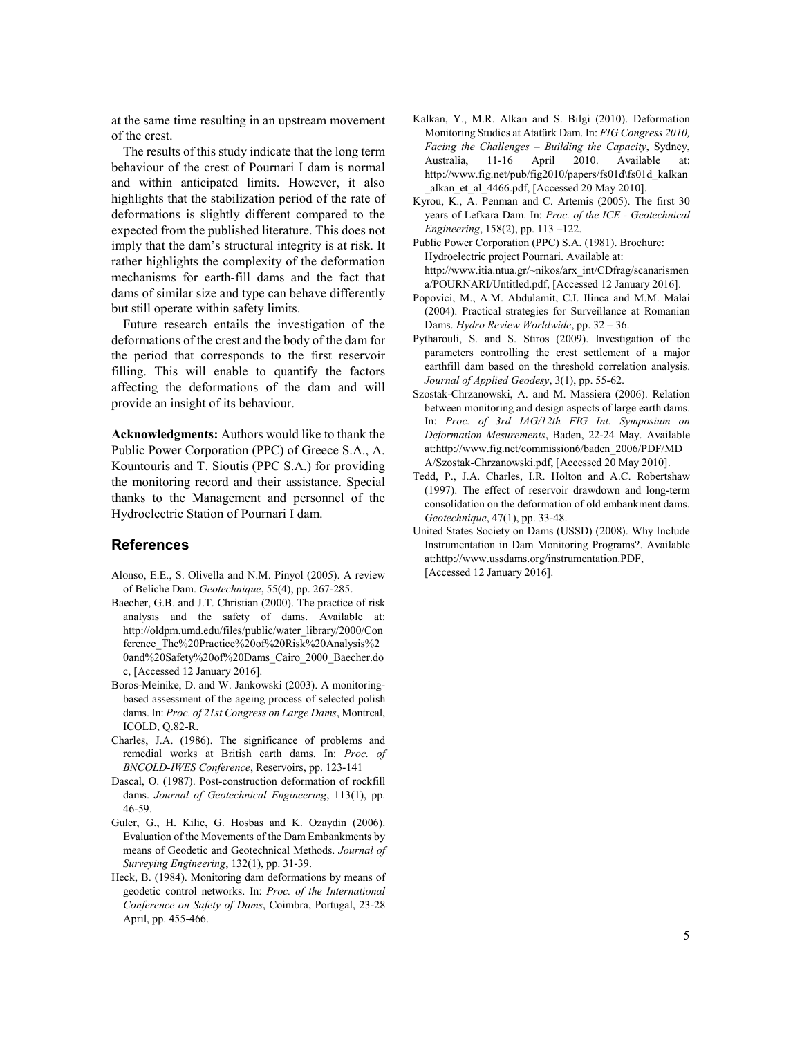at the same time resulting in an upstream movement of the crest.

The results of this study indicate that the long term behaviour of the crest of Pournari I dam is normal and within anticipated limits. However, it also highlights that the stabilization period of the rate of deformations is slightly different compared to the expected from the published literature. This does not imply that the dam's structural integrity is at risk. It rather highlights the complexity of the deformation mechanisms for earth-fill dams and the fact that dams of similar size and type can behave differently but still operate within safety limits.

Future research entails the investigation of the deformations of the crest and the body of the dam for the period that corresponds to the first reservoir filling. This will enable to quantify the factors affecting the deformations of the dam and will provide an insight of its behaviour.

**Acknowledgments:** Authors would like to thank the Public Power Corporation (PPC) of Greece S.A., A. Kountouris and T. Sioutis (PPC S.A.) for providing the monitoring record and their assistance. Special thanks to the Management and personnel of the Hydroelectric Station of Pournari I dam.

## References

Alonso, E.E., S. Olivella and N.M. Pinyol (2005). A review of Beliche Dam. *Geotechnique*, 55(4), pp. 267-285.

Baecher, G.B. and J.T. Christian (2000). The practice of risk analysis and the safety of dams. Available at: http://oldpm.umd.edu/files/public/water_library/2000/Conference_The%20Practice%20of%20Risk%20Analysis%20and%20Safety%20of%20Dams_Cairo_2000_Baecher.doc, [Accessed 12 January 2016].

Boros-Meinike, D. and W. Jankowski (2003). A monitoring-based assessment of the ageing process of selected polish dams. In: *Proc. of 21st Congress on Large Dams*, Montreal, ICOLD, Q.82-R.

Charles, J.A. (1986). The significance of problems and remedial works at British earth dams. In: *Proc. of BNCOLD-IWES Conference*, Reservoirs, pp. 123-141

Dascal, O. (1987). Post-construction deformation of rockfill dams. *Journal of Geotechnical Engineering*, 113(1), pp. 46-59.

Guler, G., H. Kilic, G. Hosbas and K. Ozaydin (2006). Evaluation of the Movements of the Dam Embankments by means of Geodetic and Geotechnical Methods. *Journal of Surveying Engineering*, 132(1), pp. 31-39.

Heck, B. (1984). Monitoring dam deformations by means of geodetic control networks. In: *Proc. of the International Conference on Safety of Dams*, Coimbra, Portugal, 23-28 April, pp. 455-466.

Kalkan, Y., M.R. Alkan and S. Bilgi (2010). Deformation Monitoring Studies at Atatürk Dam. In: *FIG Congress 2010, Facing the Challenges – Building the Capacity*, Sydney, Australia, 11-16 April 2010. Available at: http://www.fig.net/pub/fig2010/papers/fs01d\fs01d_kalkan_alkan_et_al_4466.pdf, [Accessed 20 May 2010].

Kyrou, K., A. Penman and C. Artemis (2005). The first 30 years of Lefkara Dam. In: *Proc. of the ICE - Geotechnical Engineering*, 158(2), pp. 113 –122.

Public Power Corporation (PPC) S.A. (1981). Brochure: Hydroelectric project Pournari. Available at: http://www.itia.ntua.gr/~nikos/arx_int/CDfrag/scanarismena/POURNARI/Untitled.pdf, [Accessed 12 January 2016].

Popovici, M., A.M. Abdulamit, C.I. Ilinca and M.M. Malai (2004). Practical strategies for Surveillance at Romanian Dams. *Hydro Review Worldwide*, pp. 32 – 36.

Pytharouli, S. and S. Stiros (2009). Investigation of the parameters controlling the crest settlement of a major earthfill dam based on the threshold correlation analysis. *Journal of Applied Geodesy*, 3(1), pp. 55-62.

Szostak-Chrzanowski, A. and M. Massiera (2006). Relation between monitoring and design aspects of large earth dams. In: *Proc. of 3rd IAG/12th FIG Int. Symposium on Deformation Mesurements*, Baden, 22-24 May. Available at:http://www.fig.net/commission6/baden_2006/PDF/MDA/Szostak-Chrzanowski.pdf, [Accessed 20 May 2010].

Tedd, P., J.A. Charles, I.R. Holton and A.C. Robertshaw (1997). The effect of reservoir drawdown and long-term consolidation on the deformation of old embankment dams. *Geotechnique*, 47(1), pp. 33-48.

United States Society on Dams (USSD) (2008). Why Include Instrumentation in Dam Monitoring Programs?. Available at:http://www.ussdams.org/instrumentation.PDF, [Accessed 12 January 2016].